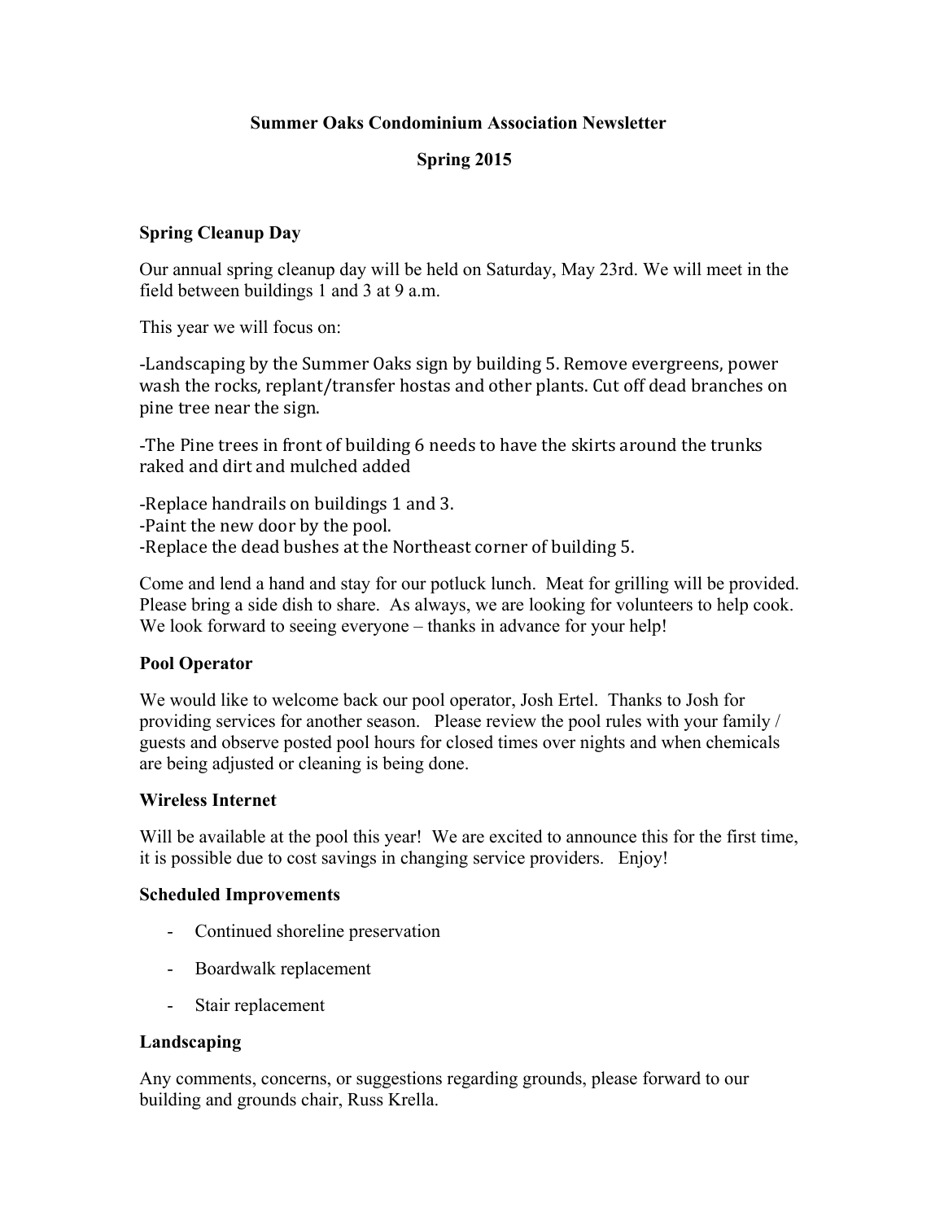# Summer Oaks Condominium Association Newsletter

## Spring 2015

### Spring Cleanup Day

Our annual spring cleanup day will be held on Saturday, May 23rd. We will meet in the field between buildings 1 and 3 at 9 a.m.

This year we will focus on:

-Landscaping by the Summer Oaks sign by building 5. Remove evergreens, power wash the rocks, replant/transfer hostas and other plants. Cut off dead branches on pine tree near the sign.

-The Pine trees in front of building 6 needs to have the skirts around the trunks raked and dirt and mulched added

-Replace handrails on buildings 1 and 3.
-Paint the new door by the pool.
-Replace the dead bushes at the Northeast corner of building 5.

Come and lend a hand and stay for our potluck lunch. Meat for grilling will be provided. Please bring a side dish to share. As always, we are looking for volunteers to help cook. We look forward to seeing everyone – thanks in advance for your help!

### Pool Operator

We would like to welcome back our pool operator, Josh Ertel. Thanks to Josh for providing services for another season. Please review the pool rules with your family / guests and observe posted pool hours for closed times over nights and when chemicals are being adjusted or cleaning is being done.

### Wireless Internet

Will be available at the pool this year! We are excited to announce this for the first time, it is possible due to cost savings in changing service providers. Enjoy!

### Scheduled Improvements

- Continued shoreline preservation
- Boardwalk replacement
- Stair replacement

### Landscaping

Any comments, concerns, or suggestions regarding grounds, please forward to our building and grounds chair, Russ Krella.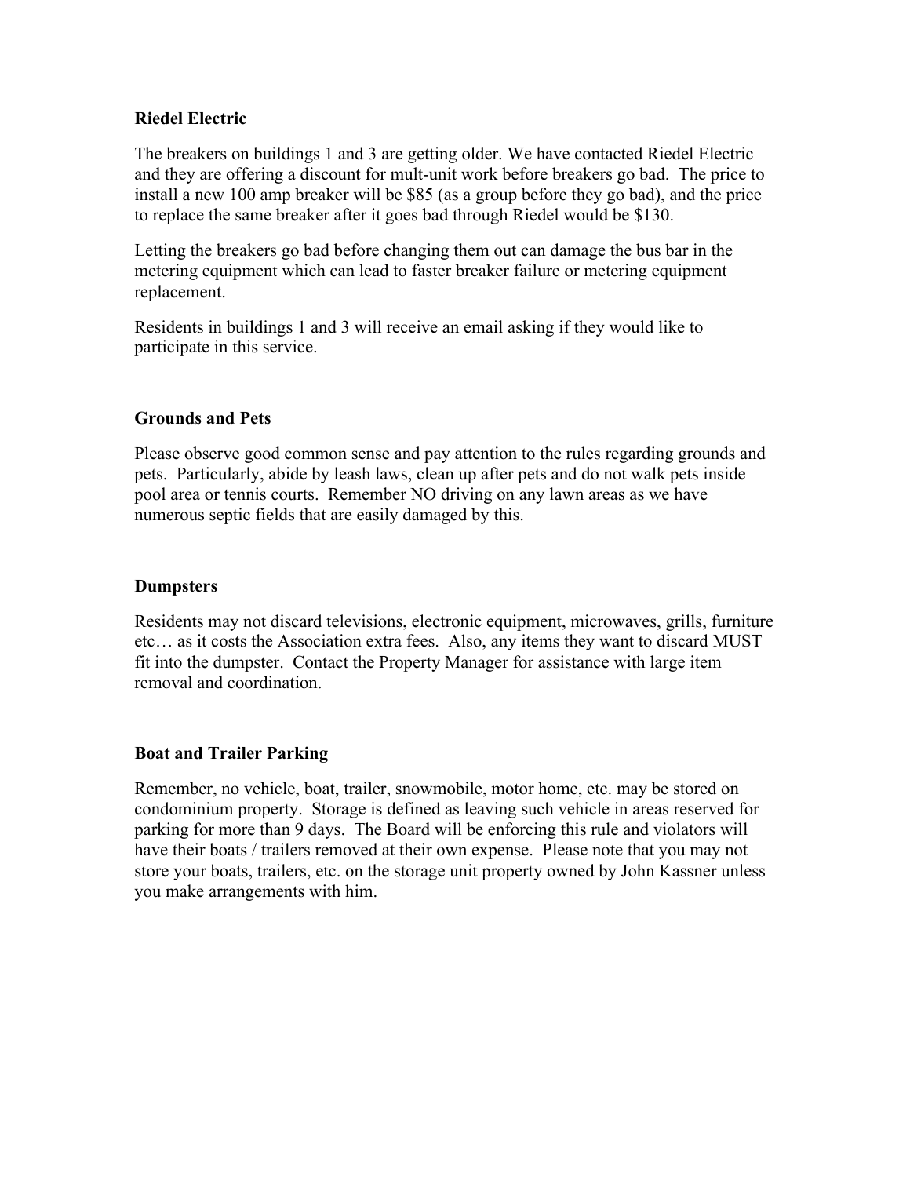**Riedel Electric**

The breakers on buildings 1 and 3 are getting older. We have contacted Riedel Electric and they are offering a discount for mult-unit work before breakers go bad. The price to install a new 100 amp breaker will be $85 (as a group before they go bad), and the price to replace the same breaker after it goes bad through Riedel would be $130.

Letting the breakers go bad before changing them out can damage the bus bar in the metering equipment which can lead to faster breaker failure or metering equipment replacement.

Residents in buildings 1 and 3 will receive an email asking if they would like to participate in this service.

**Grounds and Pets**

Please observe good common sense and pay attention to the rules regarding grounds and pets. Particularly, abide by leash laws, clean up after pets and do not walk pets inside pool area or tennis courts. Remember NO driving on any lawn areas as we have numerous septic fields that are easily damaged by this.

**Dumpsters**

Residents may not discard televisions, electronic equipment, microwaves, grills, furniture etc… as it costs the Association extra fees. Also, any items they want to discard MUST fit into the dumpster. Contact the Property Manager for assistance with large item removal and coordination.

**Boat and Trailer Parking**

Remember, no vehicle, boat, trailer, snowmobile, motor home, etc. may be stored on condominium property. Storage is defined as leaving such vehicle in areas reserved for parking for more than 9 days. The Board will be enforcing this rule and violators will have their boats / trailers removed at their own expense. Please note that you may not store your boats, trailers, etc. on the storage unit property owned by John Kassner unless you make arrangements with him.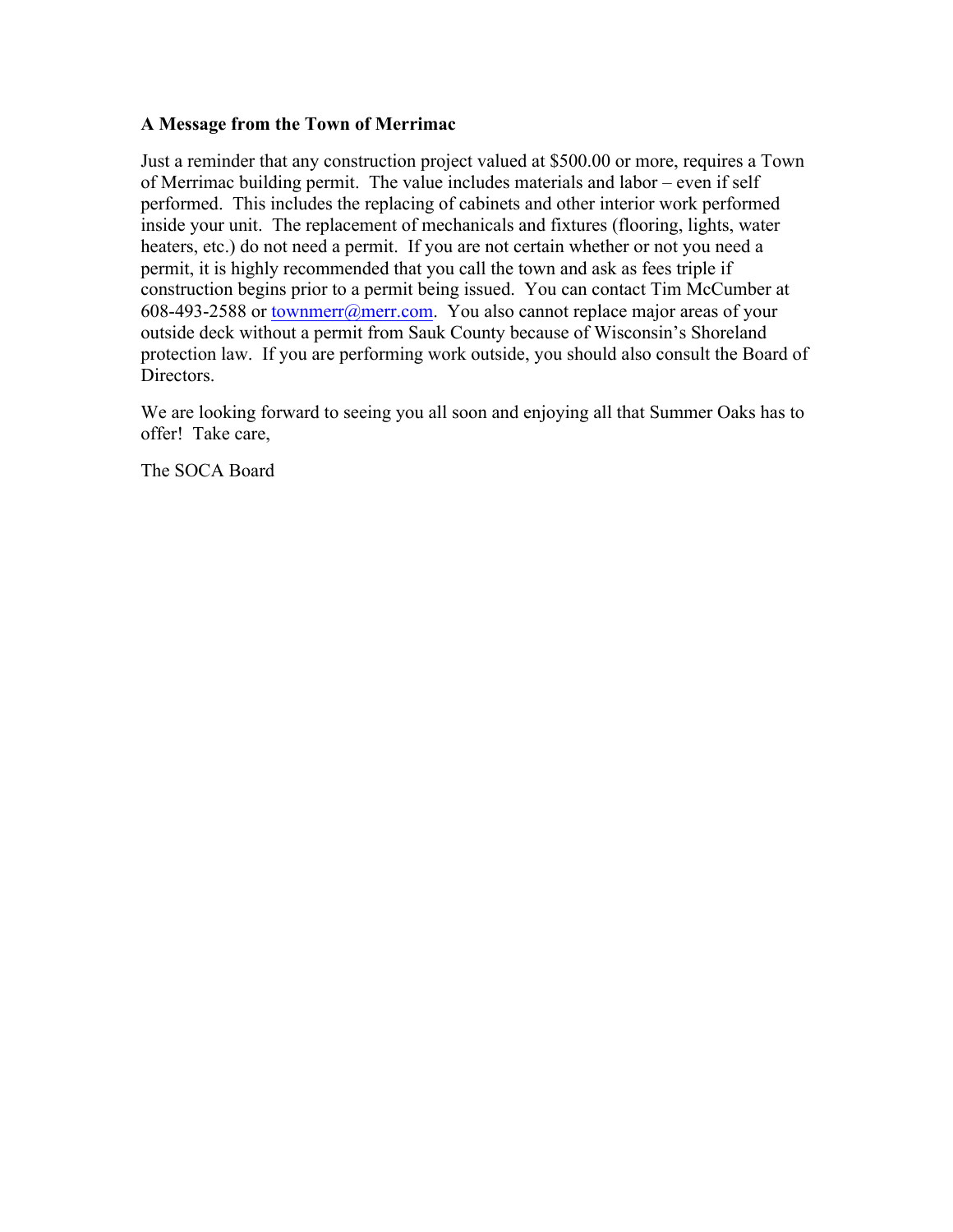**A Message from the Town of Merrimac**

Just a reminder that any construction project valued at $500.00 or more, requires a Town of Merrimac building permit. The value includes materials and labor – even if self performed. This includes the replacing of cabinets and other interior work performed inside your unit. The replacement of mechanicals and fixtures (flooring, lights, water heaters, etc.) do not need a permit. If you are not certain whether or not you need a permit, it is highly recommended that you call the town and ask as fees triple if construction begins prior to a permit being issued. You can contact Tim McCumber at 608-493-2588 or townmerr@merr.com. You also cannot replace major areas of your outside deck without a permit from Sauk County because of Wisconsin's Shoreland protection law. If you are performing work outside, you should also consult the Board of Directors.

We are looking forward to seeing you all soon and enjoying all that Summer Oaks has to offer! Take care,

The SOCA Board